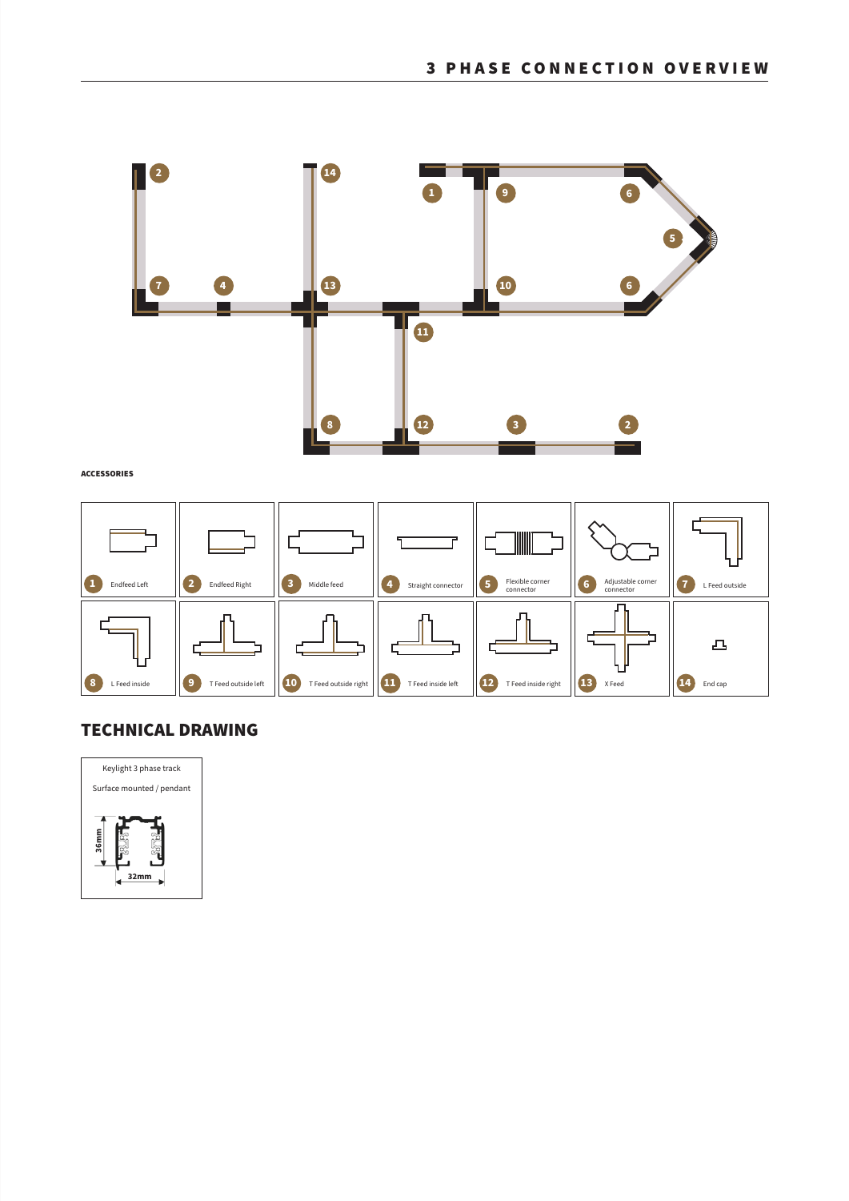# 3 PHASE CONNECTION OVERVIEW

**ACCESSORIES**

| | | | | | | |
|---|---|---|---|---|---|---|
| 1 Endfeed Left | 2 Endfeed Right | 3 Middle feed | 4 Straight connector | 5 Flexible corner connector | 6 Adjustable corner connector | 7 L Feed outside |
| 8 L Feed inside | 9 T Feed outside left | 10 T Feed outside right | 11 T Feed inside left | 12 T Feed inside right | 13 X Feed | 14 End cap |

## TECHNICAL DRAWING

Keylight 3 phase track

Surface mounted / pendant

36mm

32mm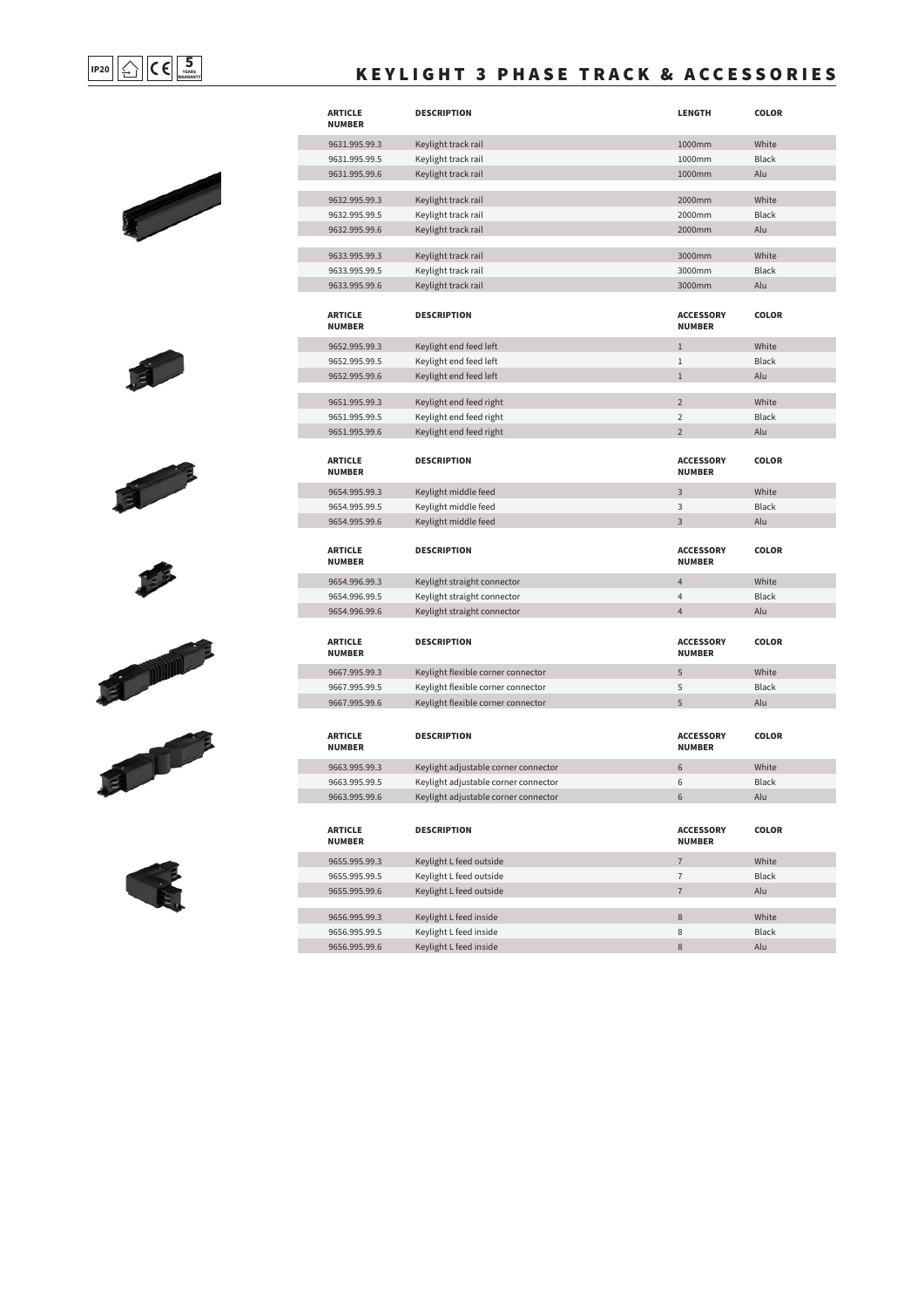IP20 | CE | 5 YEARS WARRANTY

# KEYLIGHT 3 PHASE TRACK & ACCESSORIES

| ARTICLE NUMBER | DESCRIPTION | LENGTH | COLOR |
|---|---|---|---|
| 9631.995.99.3 | Keylight track rail | 1000mm | White |
| 9631.995.99.5 | Keylight track rail | 1000mm | Black |
| 9631.995.99.6 | Keylight track rail | 1000mm | Alu |
| 9632.995.99.3 | Keylight track rail | 2000mm | White |
| 9632.995.99.5 | Keylight track rail | 2000mm | Black |
| 9632.995.99.6 | Keylight track rail | 2000mm | Alu |
| 9633.995.99.3 | Keylight track rail | 3000mm | White |
| 9633.995.99.5 | Keylight track rail | 3000mm | Black |
| 9633.995.99.6 | Keylight track rail | 3000mm | Alu |

| ARTICLE NUMBER | DESCRIPTION | ACCESSORY NUMBER | COLOR |
|---|---|---|---|
| 9652.995.99.3 | Keylight end feed left | 1 | White |
| 9652.995.99.5 | Keylight end feed left | 1 | Black |
| 9652.995.99.6 | Keylight end feed left | 1 | Alu |
| 9651.995.99.3 | Keylight end feed right | 2 | White |
| 9651.995.99.5 | Keylight end feed right | 2 | Black |
| 9651.995.99.6 | Keylight end feed right | 2 | Alu |

| ARTICLE NUMBER | DESCRIPTION | ACCESSORY NUMBER | COLOR |
|---|---|---|---|
| 9654.995.99.3 | Keylight middle feed | 3 | White |
| 9654.995.99.5 | Keylight middle feed | 3 | Black |
| 9654.995.99.6 | Keylight middle feed | 3 | Alu |

| ARTICLE NUMBER | DESCRIPTION | ACCESSORY NUMBER | COLOR |
|---|---|---|---|
| 9654.996.99.3 | Keylight straight connector | 4 | White |
| 9654.996.99.5 | Keylight straight connector | 4 | Black |
| 9654.996.99.6 | Keylight straight connector | 4 | Alu |

| ARTICLE NUMBER | DESCRIPTION | ACCESSORY NUMBER | COLOR |
|---|---|---|---|
| 9667.995.99.3 | Keylight flexible corner connector | 5 | White |
| 9667.995.99.5 | Keylight flexible corner connector | 5 | Black |
| 9667.995.99.6 | Keylight flexible corner connector | 5 | Alu |

| ARTICLE NUMBER | DESCRIPTION | ACCESSORY NUMBER | COLOR |
|---|---|---|---|
| 9663.995.99.3 | Keylight adjustable corner connector | 6 | White |
| 9663.995.99.5 | Keylight adjustable corner connector | 6 | Black |
| 9663.995.99.6 | Keylight adjustable corner connector | 6 | Alu |

| ARTICLE NUMBER | DESCRIPTION | ACCESSORY NUMBER | COLOR |
|---|---|---|---|
| 9655.995.99.3 | Keylight L feed outside | 7 | White |
| 9655.995.99.5 | Keylight L feed outside | 7 | Black |
| 9655.995.99.6 | Keylight L feed outside | 7 | Alu |
| 9656.995.99.3 | Keylight L feed inside | 8 | White |
| 9656.995.99.5 | Keylight L feed inside | 8 | Black |
| 9656.995.99.6 | Keylight L feed inside | 8 | Alu |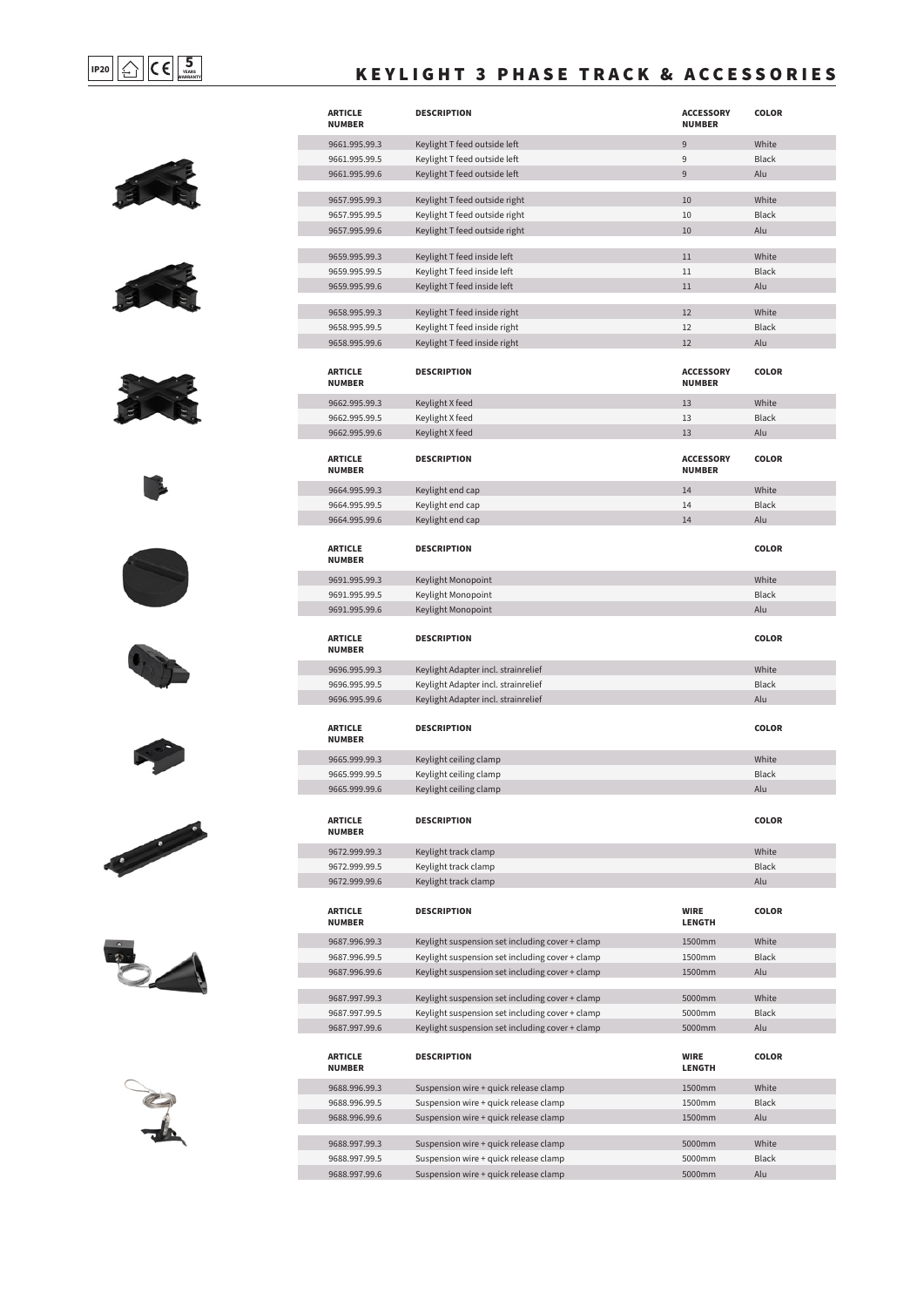# KEYLIGHT 3 PHASE TRACK & ACCESSORIES

IP20 CE 5 YEARS WARRANTY

| ARTICLE NUMBER | DESCRIPTION | ACCESSORY NUMBER | COLOR |
|---|---|---|---|
| 9661.995.99.3 | Keylight T feed outside left | 9 | White |
| 9661.995.99.5 | Keylight T feed outside left | 9 | Black |
| 9661.995.99.6 | Keylight T feed outside left | 9 | Alu |
| 9657.995.99.3 | Keylight T feed outside right | 10 | White |
| 9657.995.99.5 | Keylight T feed outside right | 10 | Black |
| 9657.995.99.6 | Keylight T feed outside right | 10 | Alu |
| 9659.995.99.3 | Keylight T feed inside left | 11 | White |
| 9659.995.99.5 | Keylight T feed inside left | 11 | Black |
| 9659.995.99.6 | Keylight T feed inside left | 11 | Alu |
| 9658.995.99.3 | Keylight T feed inside right | 12 | White |
| 9658.995.99.5 | Keylight T feed inside right | 12 | Black |
| 9658.995.99.6 | Keylight T feed inside right | 12 | Alu |

| ARTICLE NUMBER | DESCRIPTION | ACCESSORY NUMBER | COLOR |
|---|---|---|---|
| 9662.995.99.3 | Keylight X feed | 13 | White |
| 9662.995.99.5 | Keylight X feed | 13 | Black |
| 9662.995.99.6 | Keylight X feed | 13 | Alu |

| ARTICLE NUMBER | DESCRIPTION | ACCESSORY NUMBER | COLOR |
|---|---|---|---|
| 9664.995.99.3 | Keylight end cap | 14 | White |
| 9664.995.99.5 | Keylight end cap | 14 | Black |
| 9664.995.99.6 | Keylight end cap | 14 | Alu |

| ARTICLE NUMBER | DESCRIPTION | COLOR |
|---|---|---|
| 9691.995.99.3 | Keylight Monopoint | White |
| 9691.995.99.5 | Keylight Monopoint | Black |
| 9691.995.99.6 | Keylight Monopoint | Alu |

| ARTICLE NUMBER | DESCRIPTION | COLOR |
|---|---|---|
| 9696.995.99.3 | Keylight Adapter incl. strainrelief | White |
| 9696.995.99.5 | Keylight Adapter incl. strainrelief | Black |
| 9696.995.99.6 | Keylight Adapter incl. strainrelief | Alu |

| ARTICLE NUMBER | DESCRIPTION | COLOR |
|---|---|---|
| 9665.999.99.3 | Keylight ceiling clamp | White |
| 9665.999.99.5 | Keylight ceiling clamp | Black |
| 9665.999.99.6 | Keylight ceiling clamp | Alu |

| ARTICLE NUMBER | DESCRIPTION | COLOR |
|---|---|---|
| 9672.999.99.3 | Keylight track clamp | White |
| 9672.999.99.5 | Keylight track clamp | Black |
| 9672.999.99.6 | Keylight track clamp | Alu |

| ARTICLE NUMBER | DESCRIPTION | WIRE LENGTH | COLOR |
|---|---|---|---|
| 9687.996.99.3 | Keylight suspension set including cover + clamp | 1500mm | White |
| 9687.996.99.5 | Keylight suspension set including cover + clamp | 1500mm | Black |
| 9687.996.99.6 | Keylight suspension set including cover + clamp | 1500mm | Alu |
| 9687.997.99.3 | Keylight suspension set including cover + clamp | 5000mm | White |
| 9687.997.99.5 | Keylight suspension set including cover + clamp | 5000mm | Black |
| 9687.997.99.6 | Keylight suspension set including cover + clamp | 5000mm | Alu |

| ARTICLE NUMBER | DESCRIPTION | WIRE LENGTH | COLOR |
|---|---|---|---|
| 9688.996.99.3 | Suspension wire + quick release clamp | 1500mm | White |
| 9688.996.99.5 | Suspension wire + quick release clamp | 1500mm | Black |
| 9688.996.99.6 | Suspension wire + quick release clamp | 1500mm | Alu |
| 9688.997.99.3 | Suspension wire + quick release clamp | 5000mm | White |
| 9688.997.99.5 | Suspension wire + quick release clamp | 5000mm | Black |
| 9688.997.99.6 | Suspension wire + quick release clamp | 5000mm | Alu |